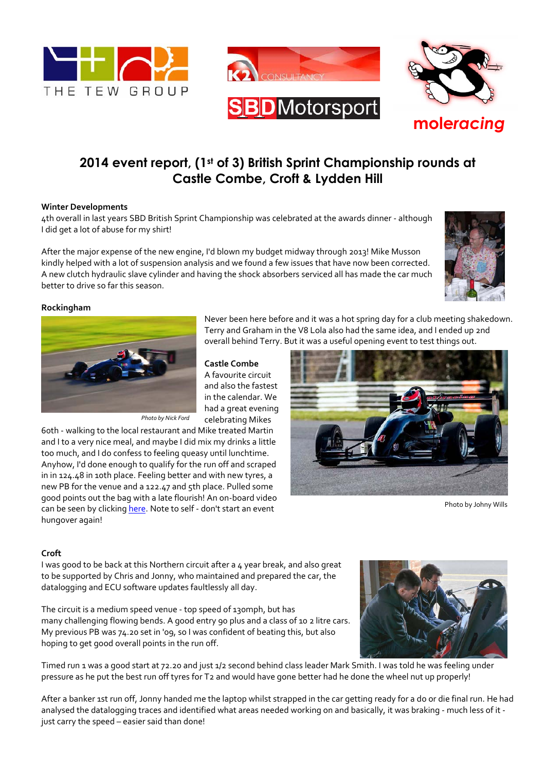# 2014 event report, (1st of 3) British Sprint Championship rounds at Castle Combe, Croft & Lydden Hill

**Winter Developments**

4th overall in last years SBD British Sprint Championship was celebrated at the awards dinner - although I did get a lot of abuse for my shirt!

After the major expense of the new engine, I'd blown my budget midway through 2013! Mike Musson kindly helped with a lot of suspension analysis and we found a few issues that have now been corrected. A new clutch hydraulic slave cylinder and having the shock absorbers serviced all has made the car much better to drive so far this season.

**Rockingham**

Never been here before and it was a hot spring day for a club meeting shakedown. Terry and Graham in the V8 Lola also had the same idea, and I ended up 2nd overall behind Terry. But it was a useful opening event to test things out.

*Photo by Nick Ford*

**Castle Combe**

A favourite circuit and also the fastest in the calendar. We had a great evening celebrating Mikes 60th - walking to the local restaurant and Mike treated Martin and I to a very nice meal, and maybe I did mix my drinks a little too much, and I do confess to feeling queasy until lunchtime. Anyhow, I'd done enough to qualify for the run off and scraped in in 124.48 in 10th place. Feeling better and with new tyres, a new PB for the venue and a 122.47 and 5th place. Pulled some good points out the bag with a late flourish! An on-board video can be seen by clicking here. Note to self - don't start an event hungover again!

Photo by Johny Wills

**Croft**

I was good to be back at this Northern circuit after a 4 year break, and also great to be supported by Chris and Jonny, who maintained and prepared the car, the datalogging and ECU software updates faultlessly all day.

The circuit is a medium speed venue - top speed of 130mph, but has many challenging flowing bends. A good entry 90 plus and a class of 10 2 litre cars. My previous PB was 74.20 set in '09, so I was confident of beating this, but also hoping to get good overall points in the run off.

Timed run 1 was a good start at 72.20 and just 1/2 second behind class leader Mark Smith. I was told he was feeling under pressure as he put the best run off tyres for T2 and would have gone better had he done the wheel nut up properly!

After a banker 1st run off, Jonny handed me the laptop whilst strapped in the car getting ready for a do or die final run. He had analysed the datalogging traces and identified what areas needed working on and basically, it was braking - much less of it - just carry the speed – easier said than done!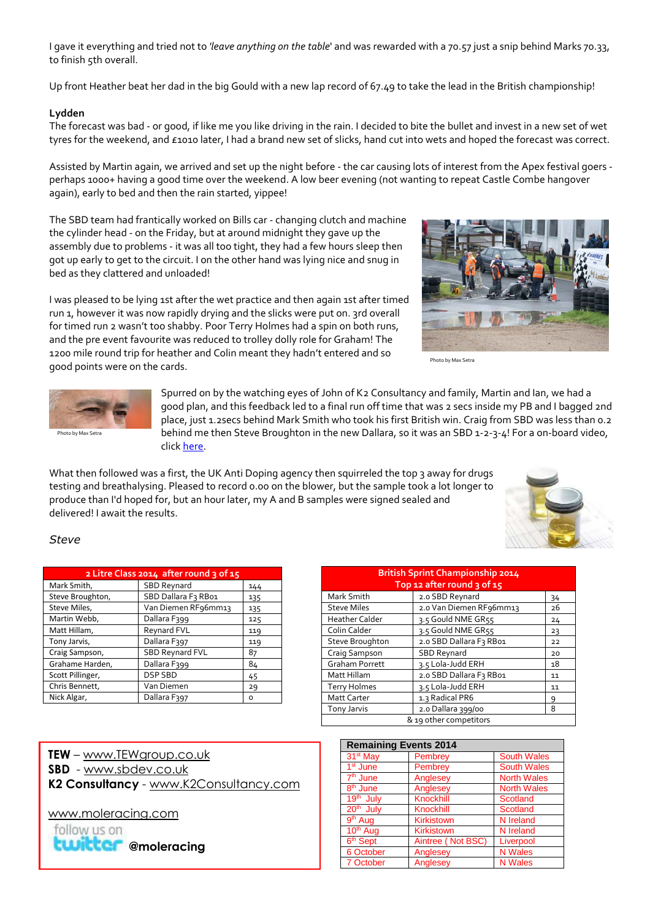I gave it everything and tried not to *'leave anything on the table'* and was rewarded with a 70.57 just a snip behind Marks 70.33, to finish 5th overall.

Up front Heather beat her dad in the big Gould with a new lap record of 67.49 to take the lead in the British championship!

**Lydden**

The forecast was bad - or good, if like me you like driving in the rain. I decided to bite the bullet and invest in a new set of wet tyres for the weekend, and £1010 later, I had a brand new set of slicks, hand cut into wets and hoped the forecast was correct.

Assisted by Martin again, we arrived and set up the night before - the car causing lots of interest from the Apex festival goers - perhaps 1000+ having a good time over the weekend. A low beer evening (not wanting to repeat Castle Combe hangover again), early to bed and then the rain started, yippee!

The SBD team had frantically worked on Bills car - changing clutch and machine the cylinder head - on the Friday, but at around midnight they gave up the assembly due to problems - it was all too tight, they had a few hours sleep then got up early to get to the circuit. I on the other hand was lying nice and snug in bed as they clattered and unloaded!

I was pleased to be lying 1st after the wet practice and then again 1st after timed run 1, however it was now rapidly drying and the slicks were put on. 3rd overall for timed run 2 wasn't too shabby. Poor Terry Holmes had a spin on both runs, and the pre event favourite was reduced to trolley dolly role for Graham! The 1200 mile round trip for heather and Colin meant they hadn't entered and so good points were on the cards.

Photo by Max Setra

Photo by Max Setra

Spurred on by the watching eyes of John of K2 Consultancy and family, Martin and Ian, we had a good plan, and this feedback led to a final run off time that was 2 secs inside my PB and I bagged 2nd place, just 1.2secs behind Mark Smith who took his first British win. Craig from SBD was less than 0.2 behind me then Steve Broughton in the new Dallara, so it was an SBD 1-2-3-4! For a on-board video, click here.

What then followed was a first, the UK Anti Doping agency then squirreled the top 3 away for drugs testing and breathalysing. Pleased to record 0.00 on the blower, but the sample took a lot longer to produce than I'd hoped for, but an hour later, my A and B samples were signed sealed and delivered! I await the results.

*Steve*

| 2 Litre Class 2014 after round 3 of 15 | | |
|---|---|---|
| Mark Smith, | SBD Reynard | 144 |
| Steve Broughton, | SBD Dallara F3 RB01 | 135 |
| Steve Miles, | Van Diemen RF96mm13 | 135 |
| Martin Webb, | Dallara F399 | 125 |
| Matt Hillam, | Reynard FVL | 119 |
| Tony Jarvis, | Dallara F397 | 119 |
| Craig Sampson, | SBD Reynard FVL | 87 |
| Grahame Harden, | Dallara F399 | 84 |
| Scott Pillinger, | DSP SBD | 45 |
| Chris Bennett, | Van Diemen | 29 |
| Nick Algar, | Dallara F397 | 0 |

| British Sprint Championship 2014 Top 12 after round 3 of 15 | | |
|---|---|---|
| Mark Smith | 2.0 SBD Reynard | 34 |
| Steve Miles | 2.0 Van Diemen RF96mm13 | 26 |
| Heather Calder | 3.5 Gould NME GR55 | 24 |
| Colin Calder | 3.5 Gould NME GR55 | 23 |
| Steve Broughton | 2.0 SBD Dallara F3 RB01 | 22 |
| Craig Sampson | SBD Reynard | 20 |
| Graham Porrett | 3.5 Lola-Judd ERH | 18 |
| Matt Hillam | 2.0 SBD Dallara F3 RB01 | 11 |
| Terry Holmes | 3.5 Lola-Judd ERH | 11 |
| Matt Carter | 1.3 Radical PR6 | 9 |
| Tony Jarvis | 2.0 Dallara 399/00 | 8 |
| & 19 other competitors | | |

**TEW** – www.TEWgroup.co.uk
**SBD** - www.sbdev.co.uk
**K2 Consultancy** - www.K2Consultancy.com

www.moleracing.com

follow us on twitter **@moleracing**

| Remaining Events 2014 | | |
|---|---|---|
| 31st May | Pembrey | South Wales |
| 1st June | Pembrey | South Wales |
| 7th June | Anglesey | North Wales |
| 8th June | Anglesey | North Wales |
| 19th July | Knockhill | Scotland |
| 20th July | Knockhill | Scotland |
| 9th Aug | Kirkistown | N Ireland |
| 10th Aug | Kirkistown | N Ireland |
| 6th Sept | Aintree ( Not BSC) | Liverpool |
| 6 October | Anglesey | N Wales |
| 7 October | Anglesey | N Wales |